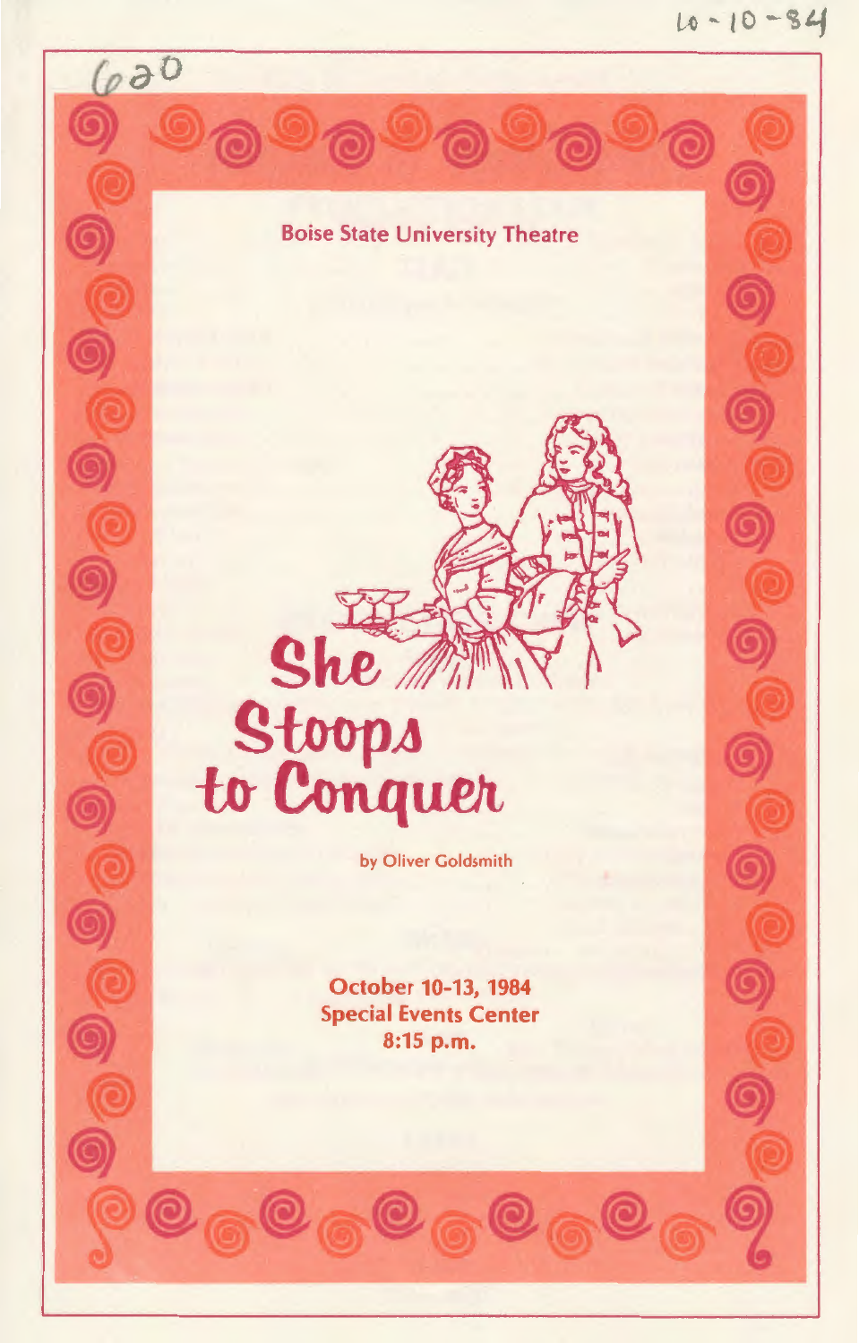10-10-84

620

Boise State University Theatre

# She Stoops to Conquer

by Oliver Goldsmith

**October 10-13, 1984**
**Special Events Center**
**8:15 p.m.**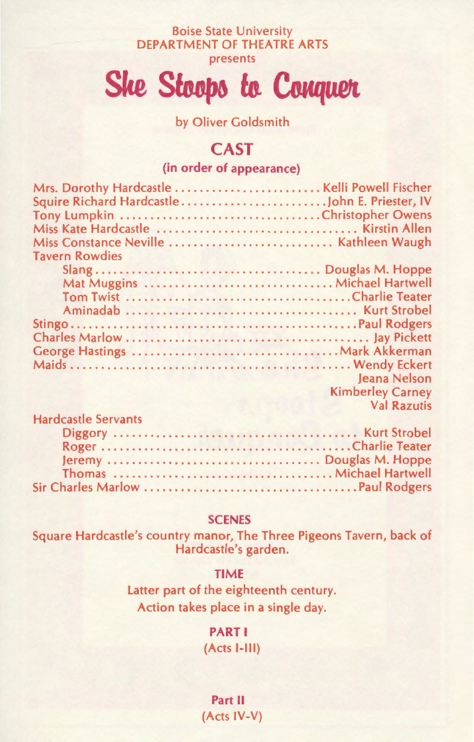Boise State University
DEPARTMENT OF THEATRE ARTS
presents

# She Stoops to Conquer

by Oliver Goldsmith

## CAST

### (in order of appearance)

| Role | Actor |
|---|---|
| Mrs. Dorothy Hardcastle | Kelli Powell Fischer |
| Squire Richard Hardcastle | John E. Priester, IV |
| Tony Lumpkin | Christopher Owens |
| Miss Kate Hardcastle | Kirstin Allen |
| Miss Constance Neville | Kathleen Waugh |
| Tavern Rowdies | |
| Slang | Douglas M. Hoppe |
| Mat Muggins | Michael Hartwell |
| Tom Twist | Charlie Teater |
| Aminadab | Kurt Strobel |
| Stingo | Paul Rodgers |
| Charles Marlow | Jay Pickett |
| George Hastings | Mark Akkerman |
| Maids | Wendy Eckert |
| | Jeana Nelson |
| | Kimberley Carney |
| | Val Razutis |
| Hardcastle Servants | |
| Diggory | Kurt Strobel |
| Roger | Charlie Teater |
| Jeremy | Douglas M. Hoppe |
| Thomas | Michael Hartwell |
| Sir Charles Marlow | Paul Rodgers |

### SCENES

Square Hardcastle's country manor, The Three Pigeons Tavern, back of Hardcastle's garden.

### TIME

Latter part of the eighteenth century.
Action takes place in a single day.

**PART I**
(Acts I-III)

**Part II**
(Acts IV-V)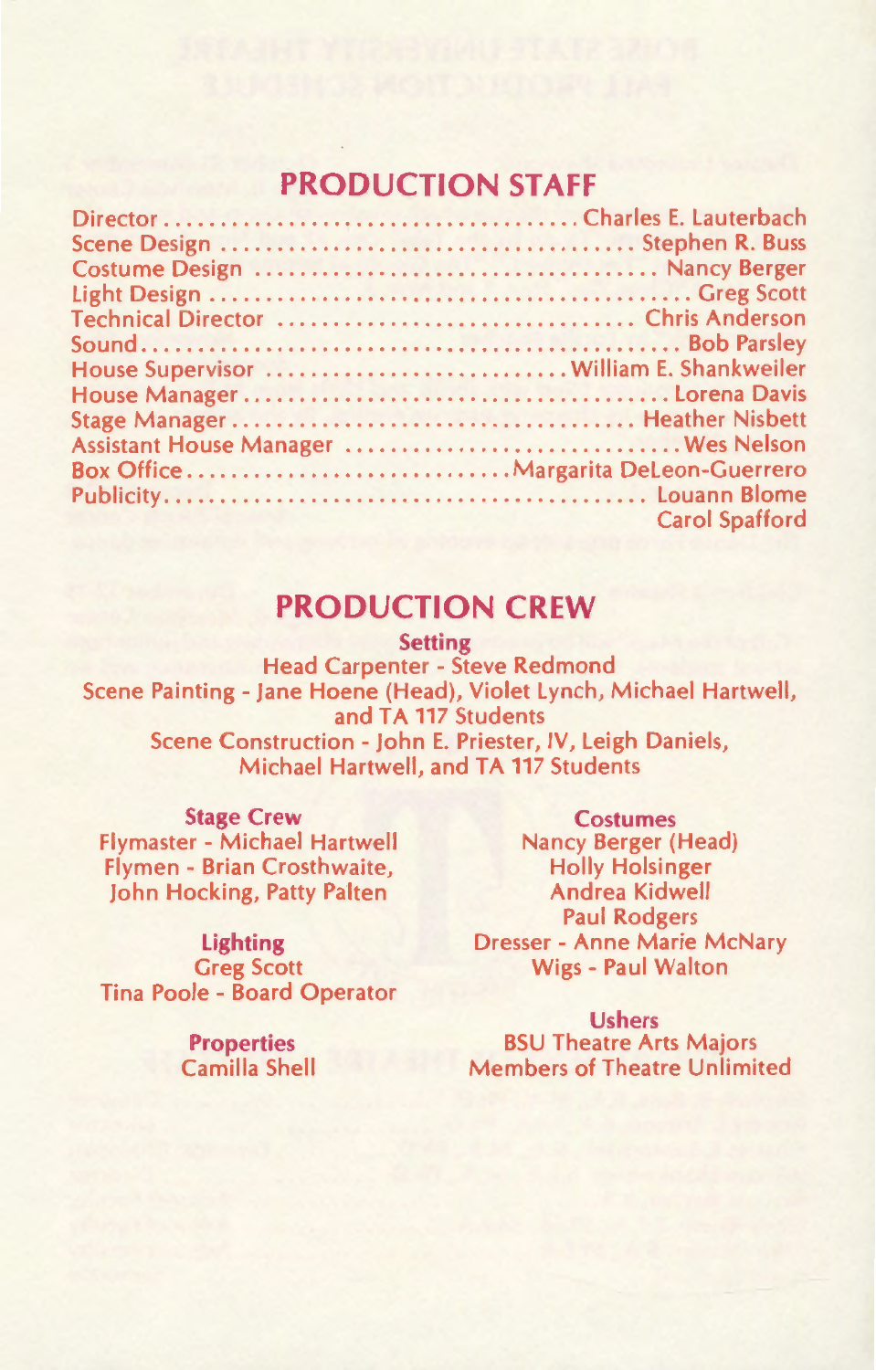## PRODUCTION STAFF

Director .................................... Charles E. Lauterbach
Scene Design .................................... Stephen R. Buss
Costume Design .................................... Nancy Berger
Light Design .......................................... Greg Scott
Technical Director ................................ Chris Anderson
Sound............................................... Bob Parsley
House Supervisor ........................... William E. Shankweiler
House Manager ...................................... Lorena Davis
Stage Manager ................................... Heather Nisbett
Assistant House Manager .............................. Wes Nelson
Box Office............................ Margarita DeLeon-Guerrero
Publicity........................................... Louann Blome
Carol Spafford

## PRODUCTION CREW

### Setting

Head Carpenter - Steve Redmond
Scene Painting - Jane Hoene (Head), Violet Lynch, Michael Hartwell, and TA 117 Students
Scene Construction - John E. Priester, IV, Leigh Daniels, Michael Hartwell, and TA 117 Students

### Stage Crew

Flymaster - Michael Hartwell
Flymen - Brian Crosthwaite, John Hocking, Patty Palten

### Lighting

Greg Scott
Tina Poole - Board Operator

### Properties

Camilla Shell

### Costumes

Nancy Berger (Head)
Holly Holsinger
Andrea Kidwell
Paul Rodgers
Dresser - Anne Marie McNary
Wigs - Paul Walton

### Ushers

BSU Theatre Arts Majors
Members of Theatre Unlimited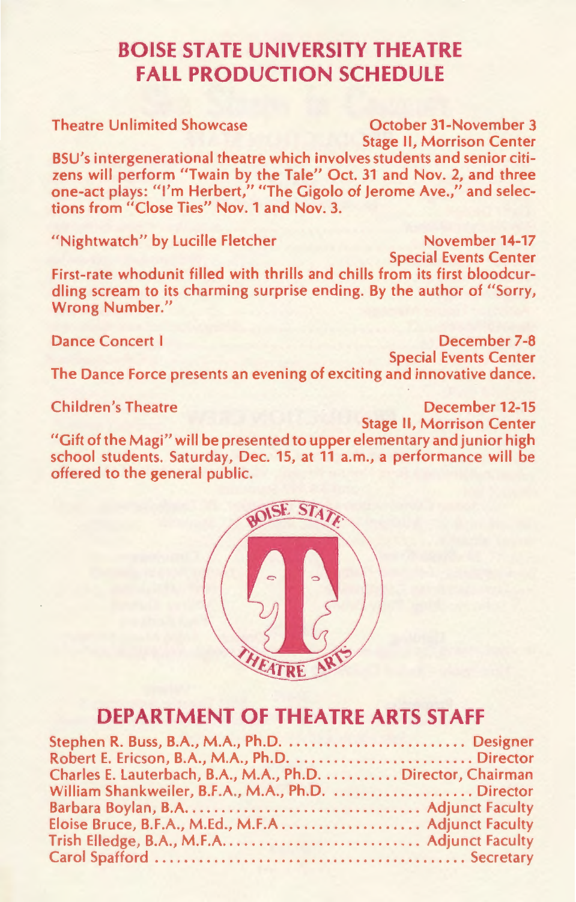# BOISE STATE UNIVERSITY THEATRE FALL PRODUCTION SCHEDULE

Theatre Unlimited Showcase — October 31-November 3
Stage II, Morrison Center

BSU's intergenerational theatre which involves students and senior citizens will perform "Twain by the Tale" Oct. 31 and Nov. 2, and three one-act plays: "I'm Herbert," "The Gigolo of Jerome Ave.," and selections from "Close Ties" Nov. 1 and Nov. 3.

"Nightwatch" by Lucille Fletcher — November 14-17
Special Events Center

First-rate whodunit filled with thrills and chills from its first bloodcurdling scream to its charming surprise ending. By the author of "Sorry, Wrong Number."

Dance Concert I — December 7-8
Special Events Center

The Dance Force presents an evening of exciting and innovative dance.

Children's Theatre — December 12-15
Stage II, Morrison Center

"Gift of the Magi" will be presented to upper elementary and junior high school students. Saturday, Dec. 15, at 11 a.m., a performance will be offered to the general public.

BOISE STATE THEATRE ARTS

## DEPARTMENT OF THEATRE ARTS STAFF

Stephen R. Buss, B.A., M.A., Ph.D. .......... Designer
Robert E. Ericson, B.A., M.A., Ph.D. .......... Director
Charles E. Lauterbach, B.A., M.A., Ph.D. .......... Director, Chairman
William Shankweiler, B.F.A., M.A., Ph.D. .......... Director
Barbara Boylan, B.A. .......... Adjunct Faculty
Eloise Bruce, B.F.A., M.Ed., M.F.A .......... Adjunct Faculty
Trish Elledge, B.A., M.F.A. .......... Adjunct Faculty
Carol Spafford .......... Secretary